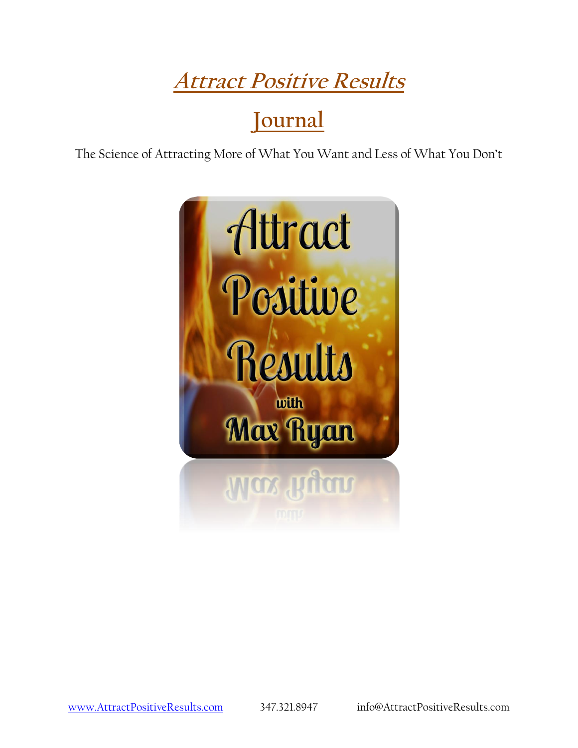# Attract Positive Results

## Journal

The Science of Attracting More of What You Want and Less of What You Don't

Attract Positive Results with Max Ryan

www.AttractPositiveResults.com 347.321.8947 info@AttractPositiveResults.com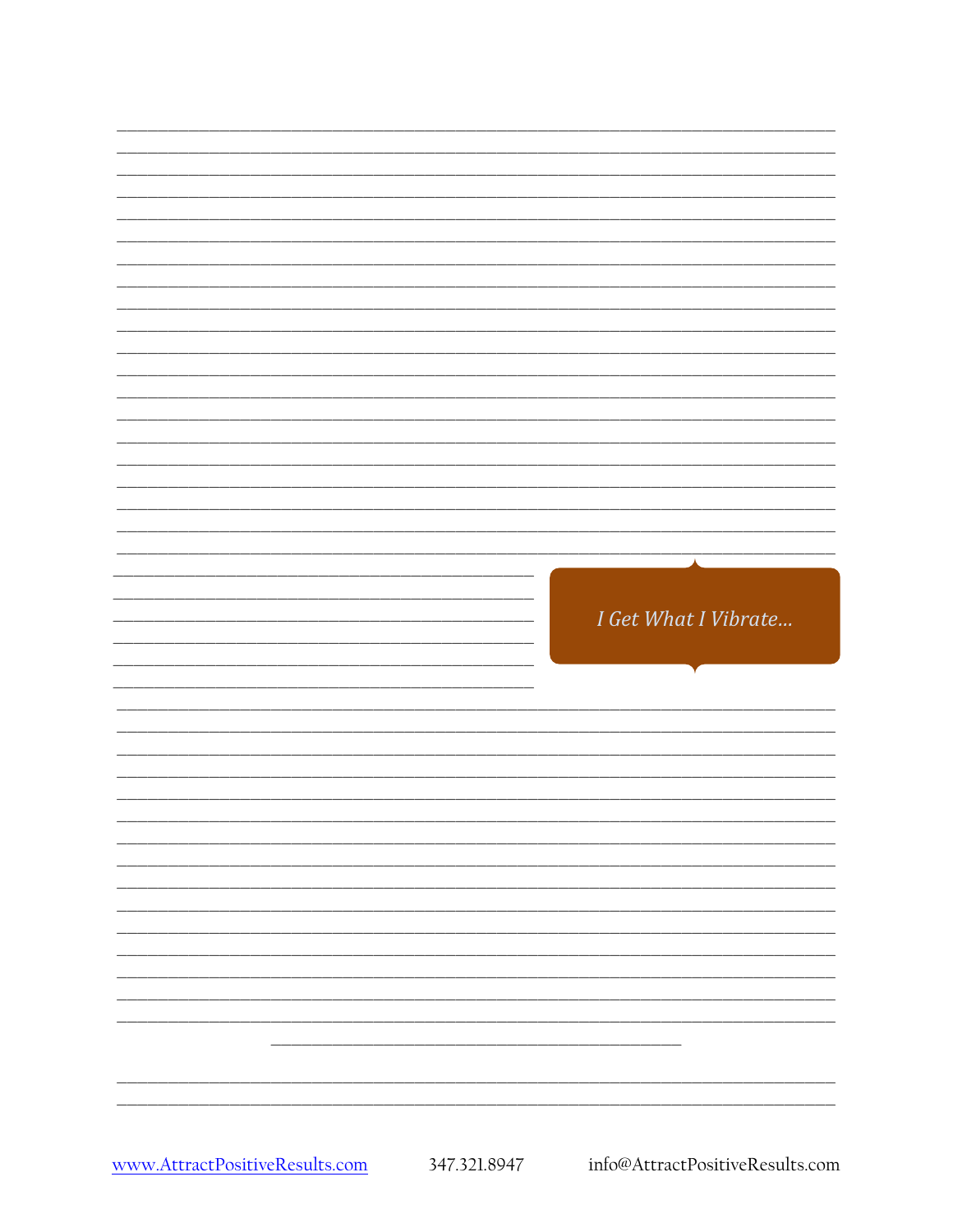*I Get What I Vibrate…*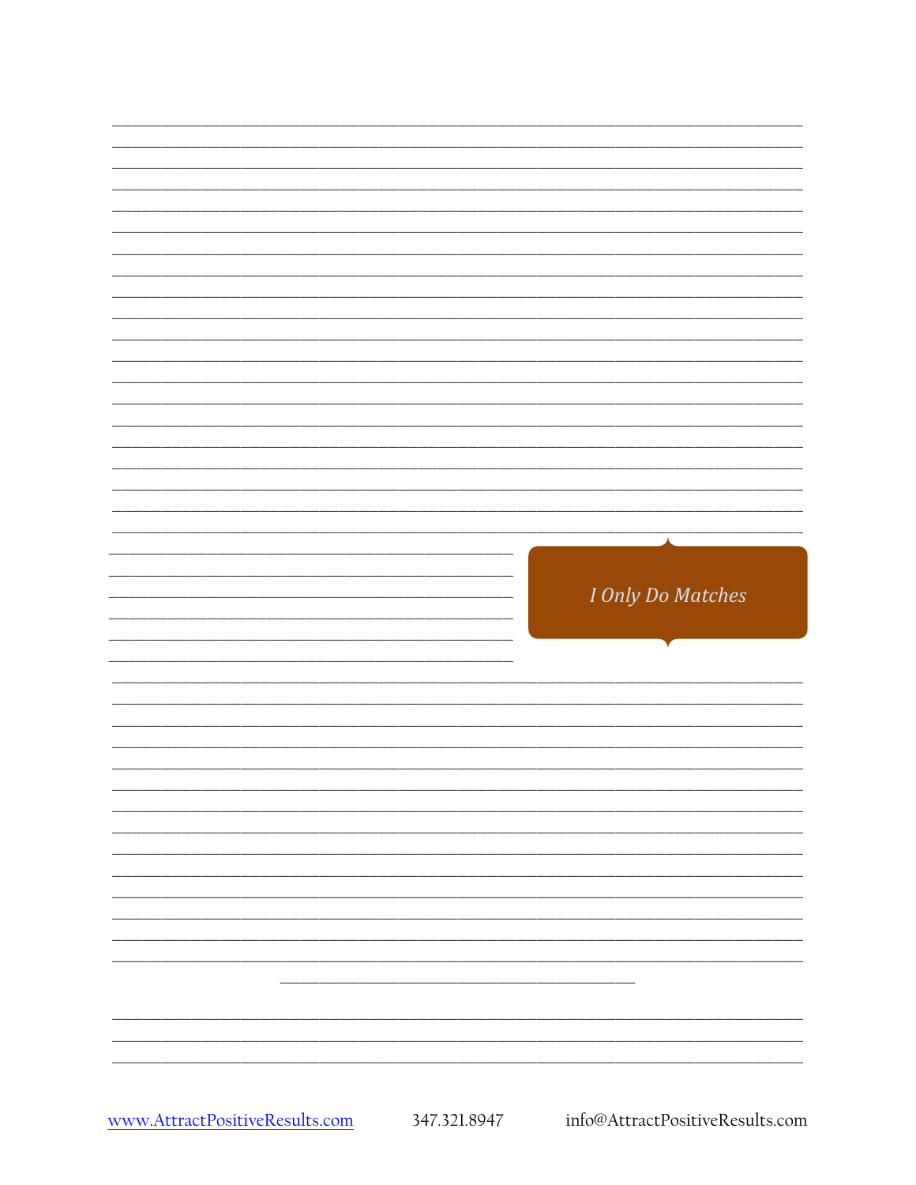*I Only Do Matches*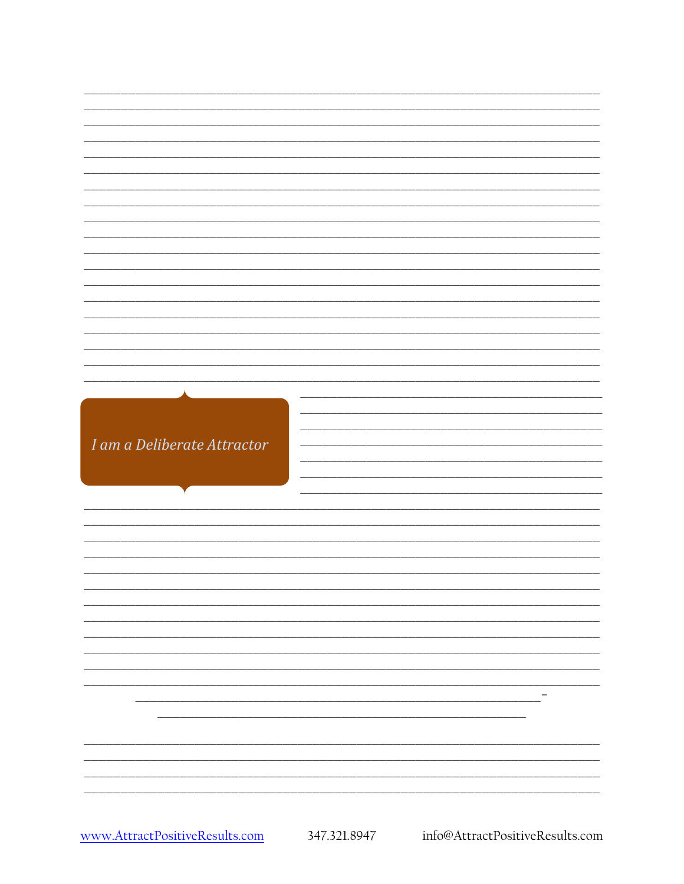*I am a Deliberate Attractor*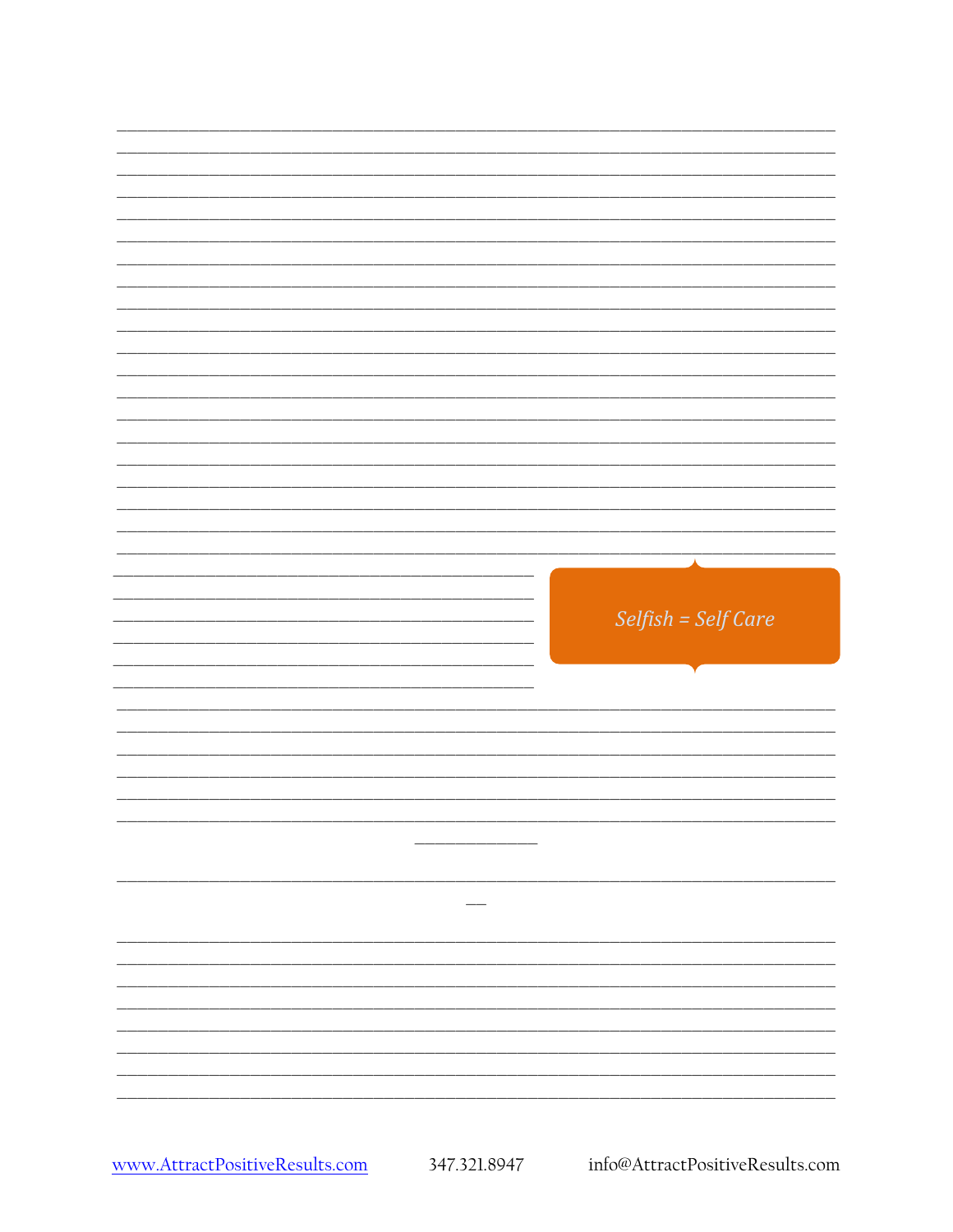*Selfish = Self Care*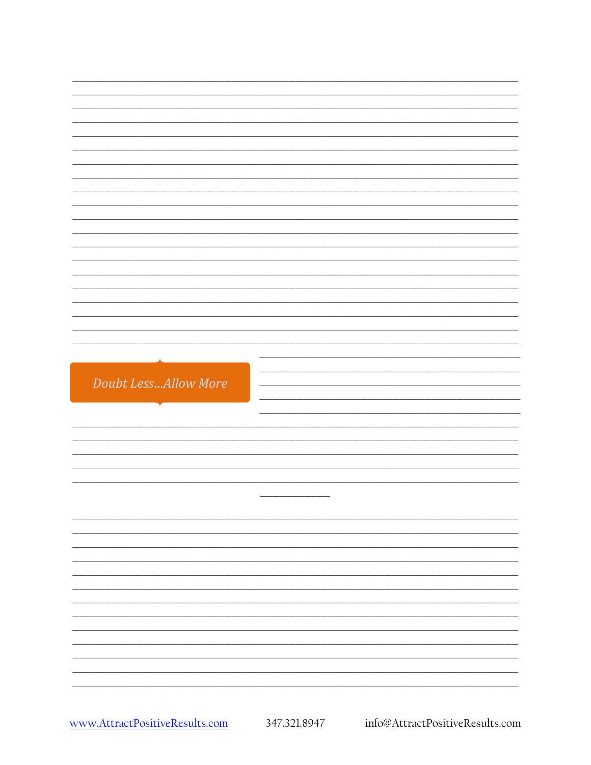*Doubt Less…Allow More*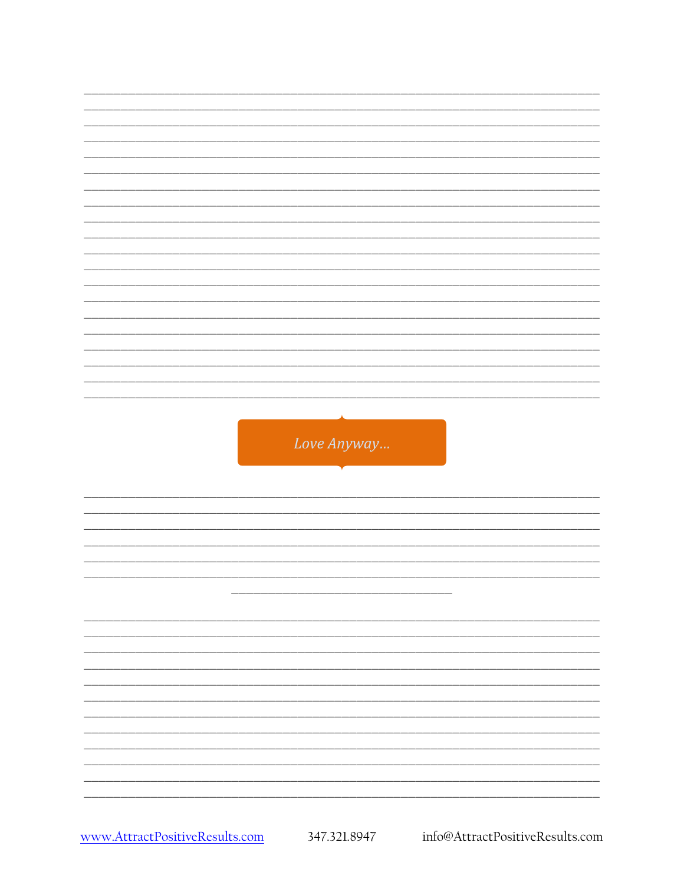*Love Anyway…*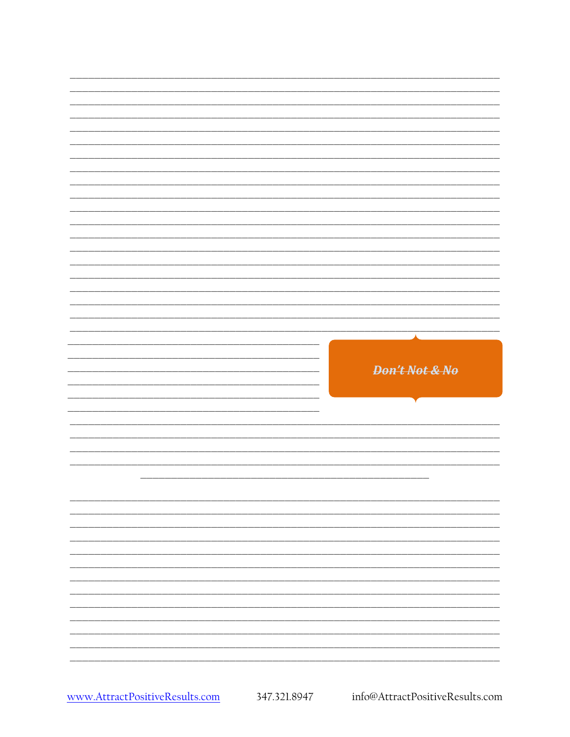***~~Don't Not & No~~***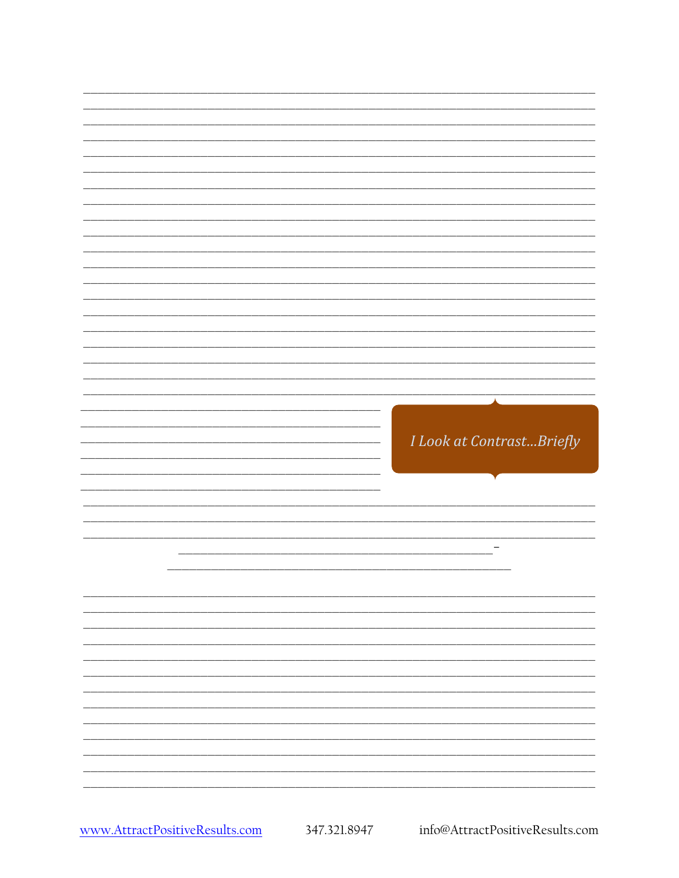*I Look at Contrast…Briefly*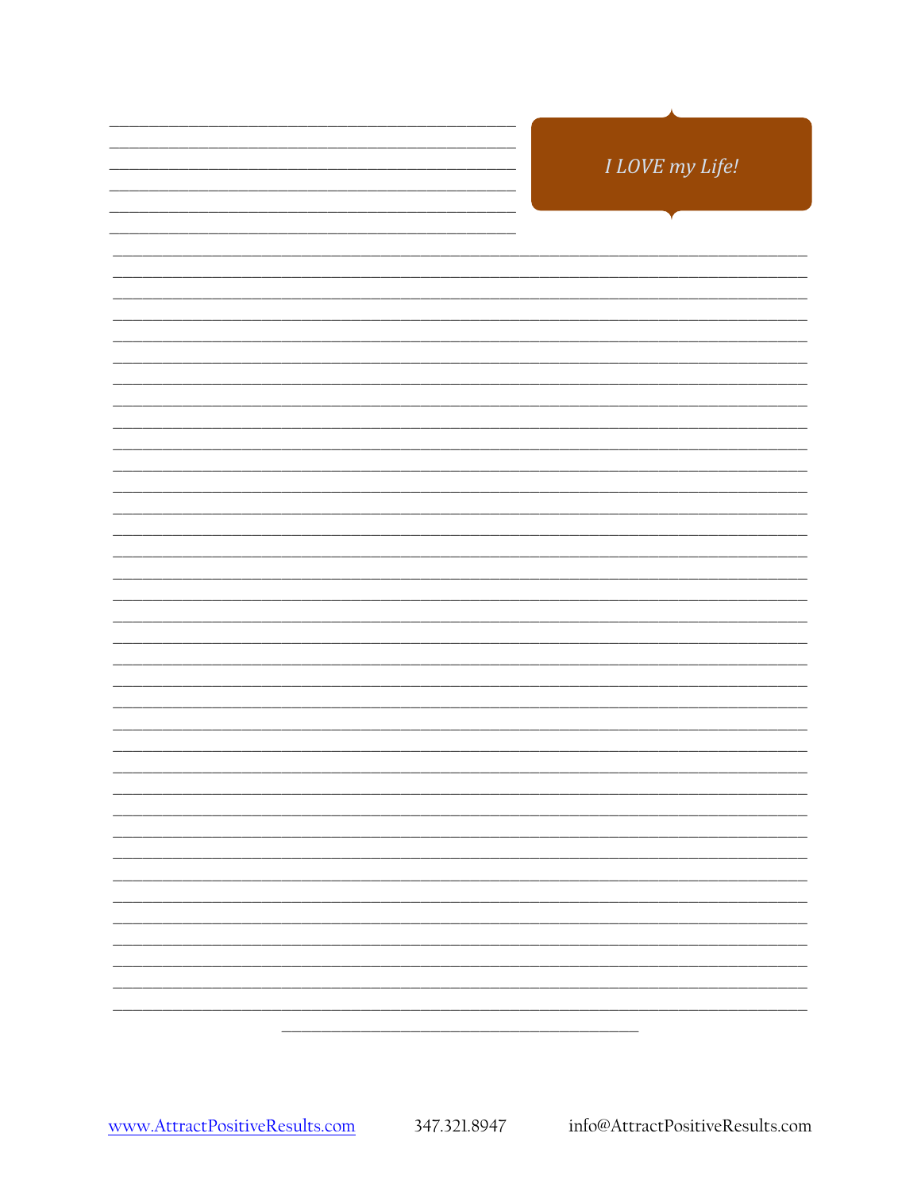*I LOVE my Life!*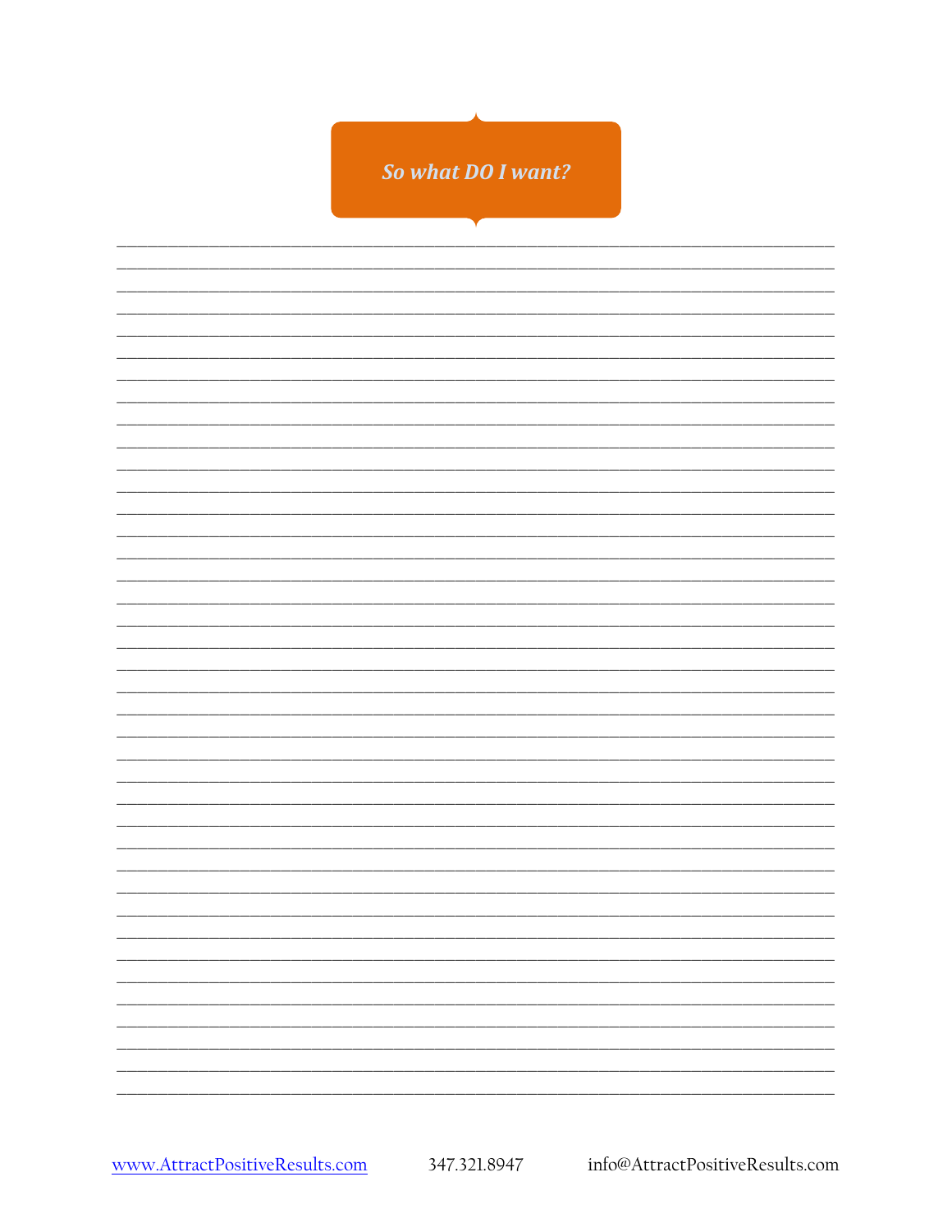## *So what DO I want?*

______________________________________________________________________________

______________________________________________________________________________

______________________________________________________________________________

______________________________________________________________________________

______________________________________________________________________________

______________________________________________________________________________

______________________________________________________________________________

______________________________________________________________________________

______________________________________________________________________________

______________________________________________________________________________

______________________________________________________________________________

______________________________________________________________________________

______________________________________________________________________________

______________________________________________________________________________

______________________________________________________________________________

______________________________________________________________________________

______________________________________________________________________________

______________________________________________________________________________

______________________________________________________________________________

______________________________________________________________________________

______________________________________________________________________________

______________________________________________________________________________

______________________________________________________________________________

______________________________________________________________________________

______________________________________________________________________________

______________________________________________________________________________

______________________________________________________________________________

______________________________________________________________________________

______________________________________________________________________________

______________________________________________________________________________

______________________________________________________________________________

______________________________________________________________________________

______________________________________________________________________________

______________________________________________________________________________

______________________________________________________________________________

______________________________________________________________________________

______________________________________________________________________________

______________________________________________________________________________

[www.AttractPositiveResults.com](http://www.AttractPositiveResults.com) 347.321.8947 info@AttractPositiveResults.com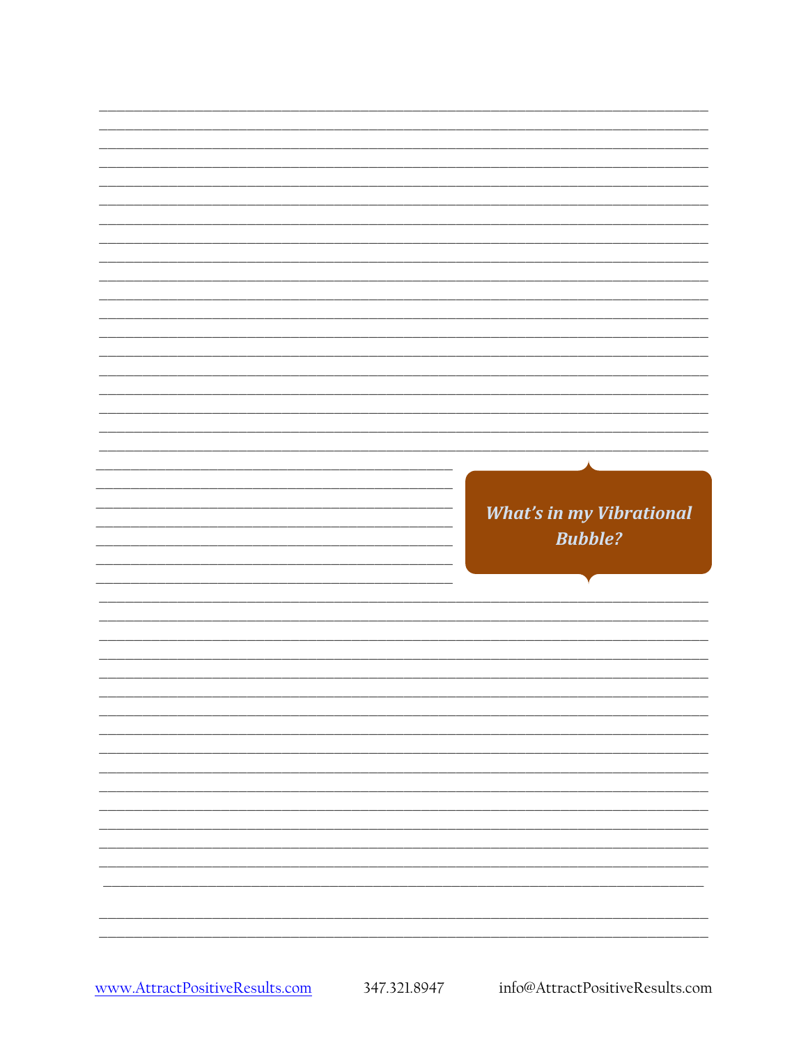***What's in my Vibrational Bubble?***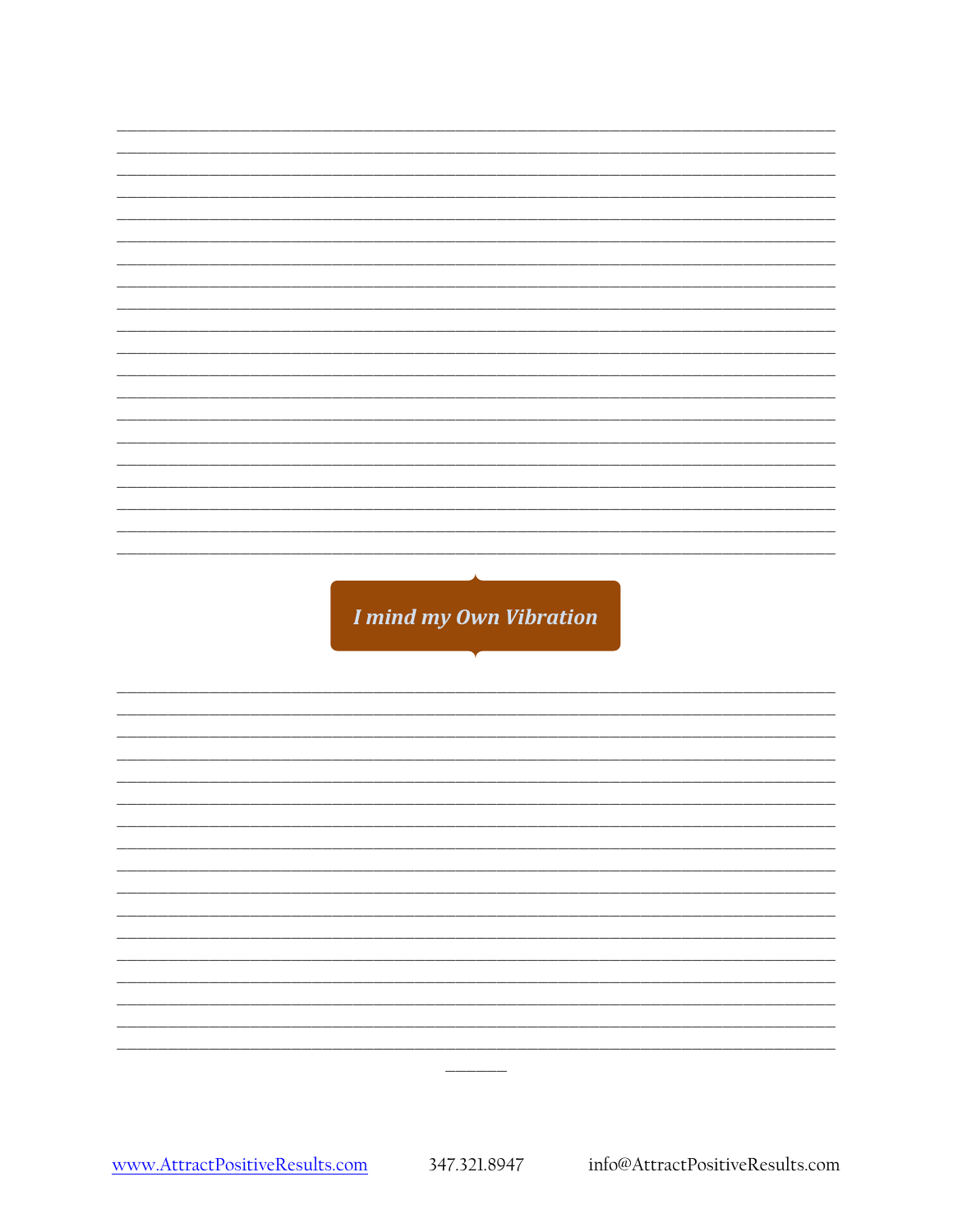***I mind my Own Vibration***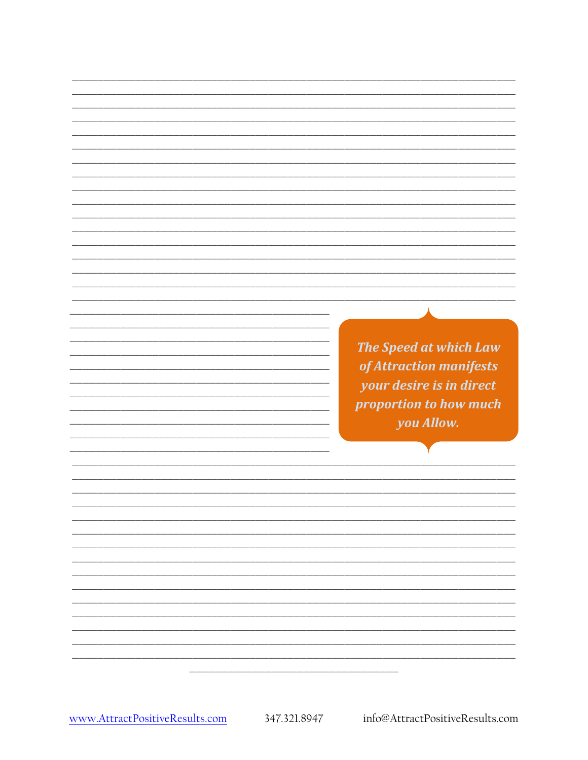*The Speed at which Law of Attraction manifests your desire is in direct proportion to how much you Allow.*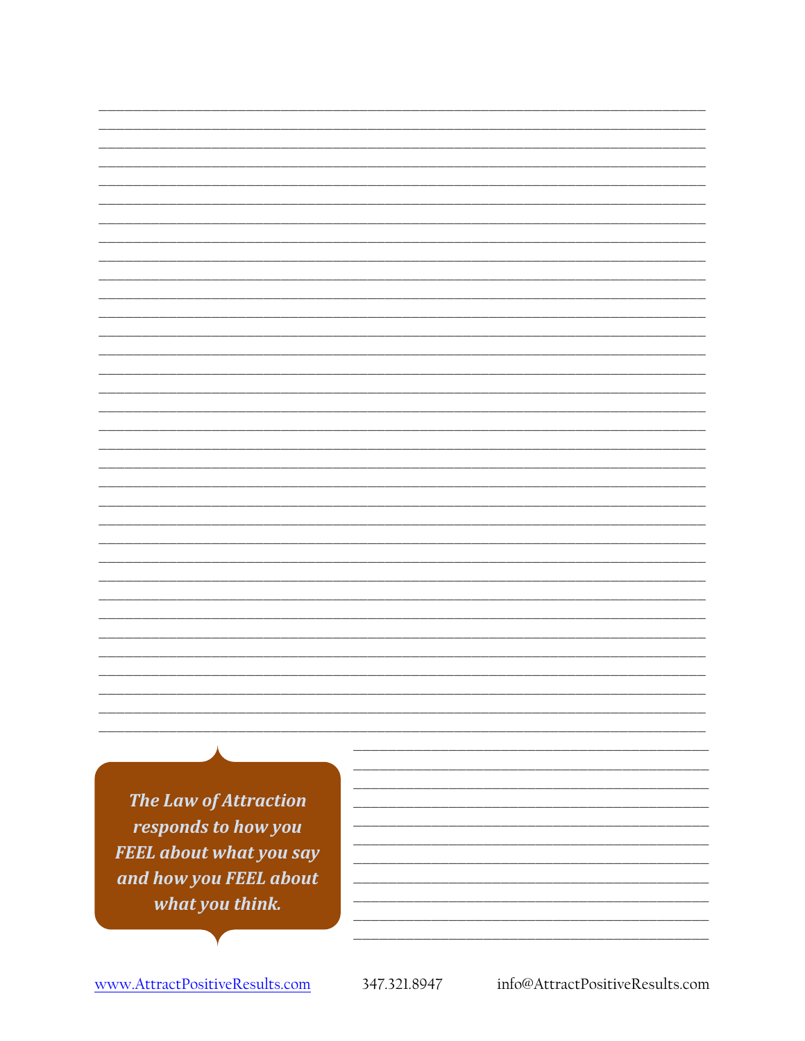***The Law of Attraction responds to how you FEEL about what you say and how you FEEL about what you think.***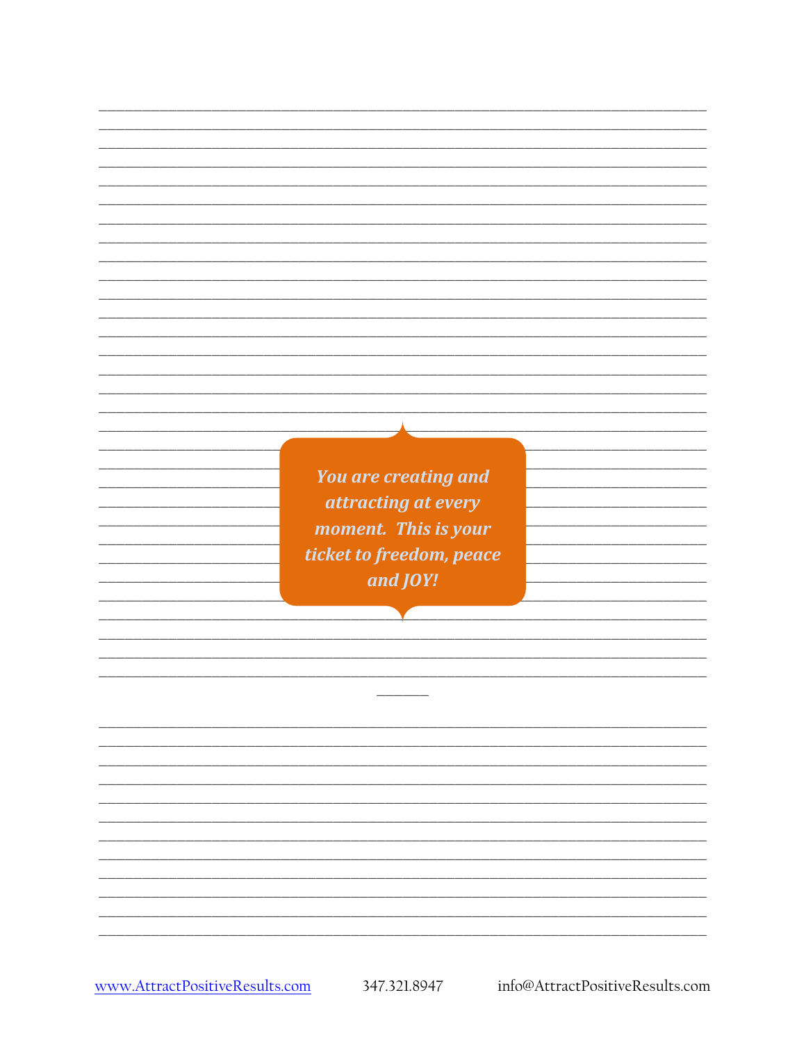*You are creating and attracting at every moment. This is your ticket to freedom, peace and JOY!*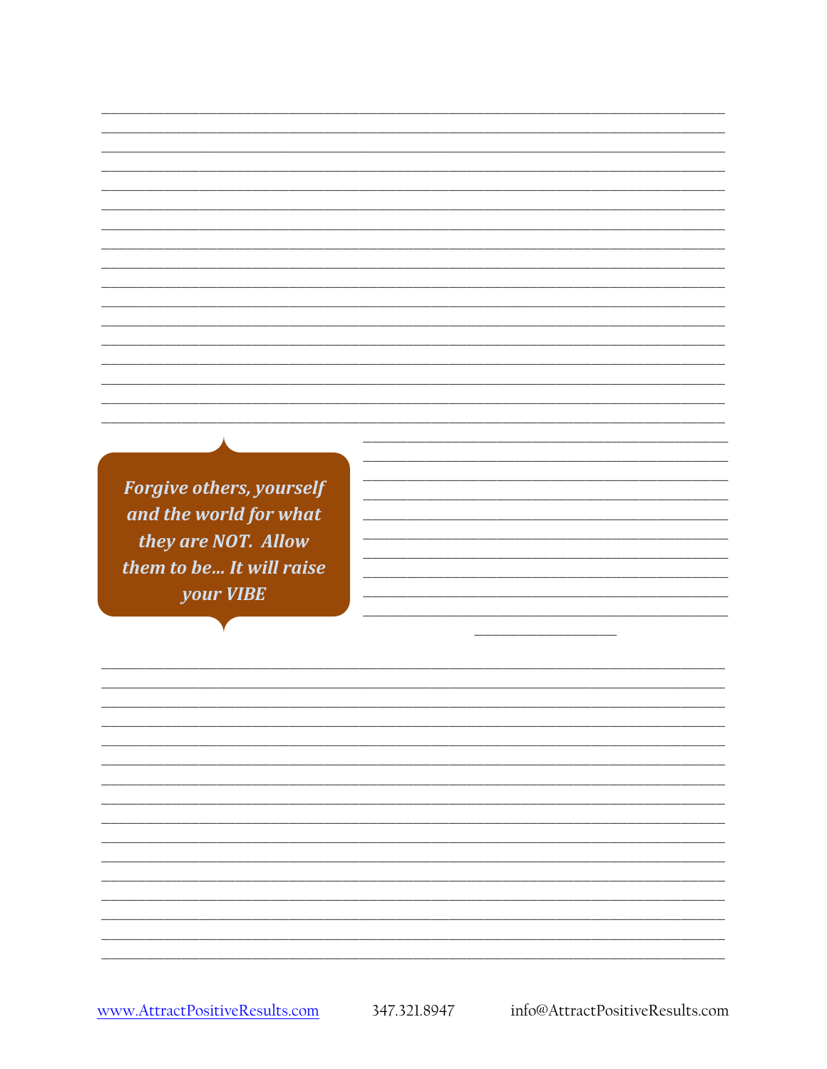*Forgive others, yourself and the world for what they are NOT. Allow them to be... It will raise your VIBE*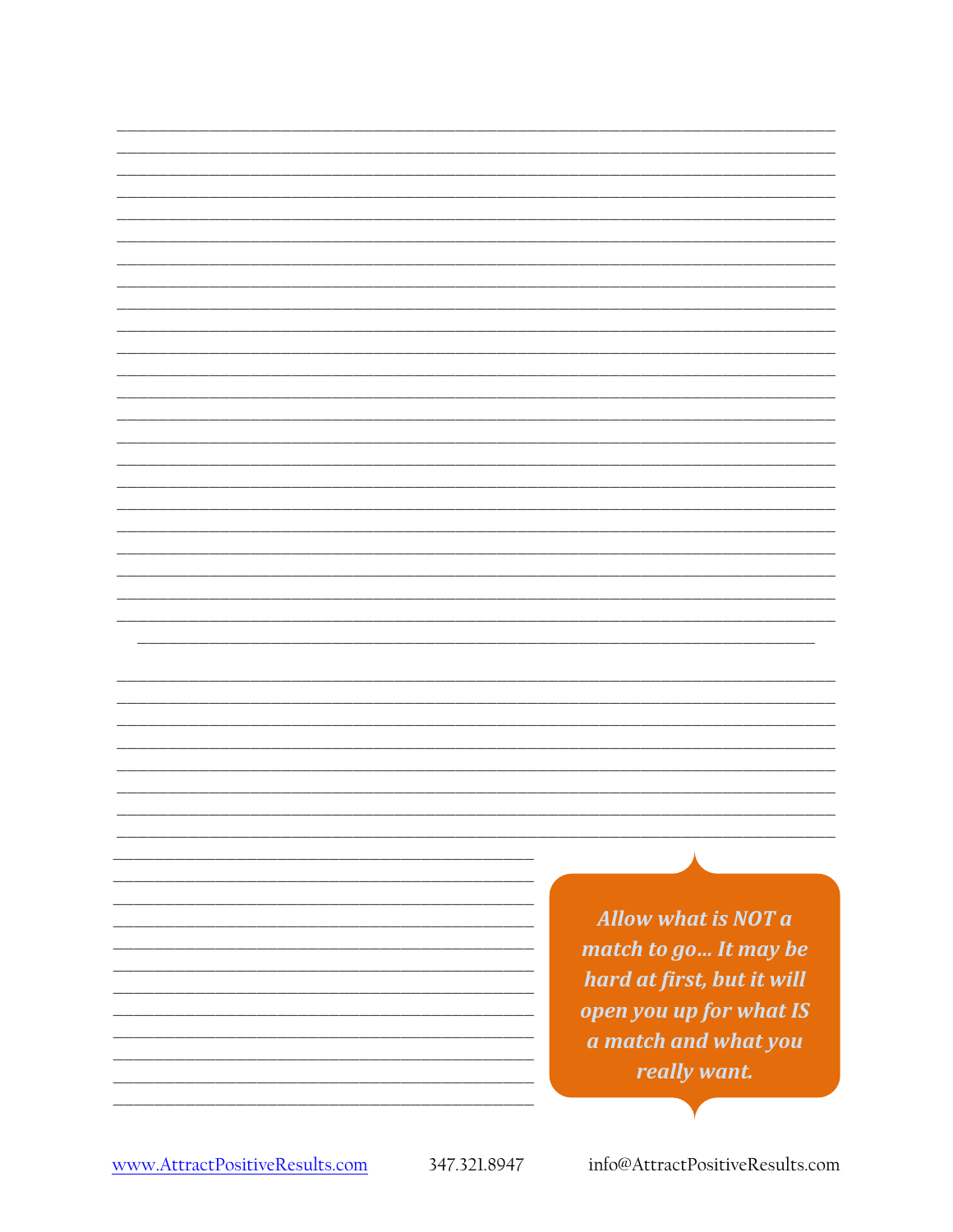***Allow what is NOT a match to go… It may be hard at first, but it will open you up for what IS a match and what you really want.***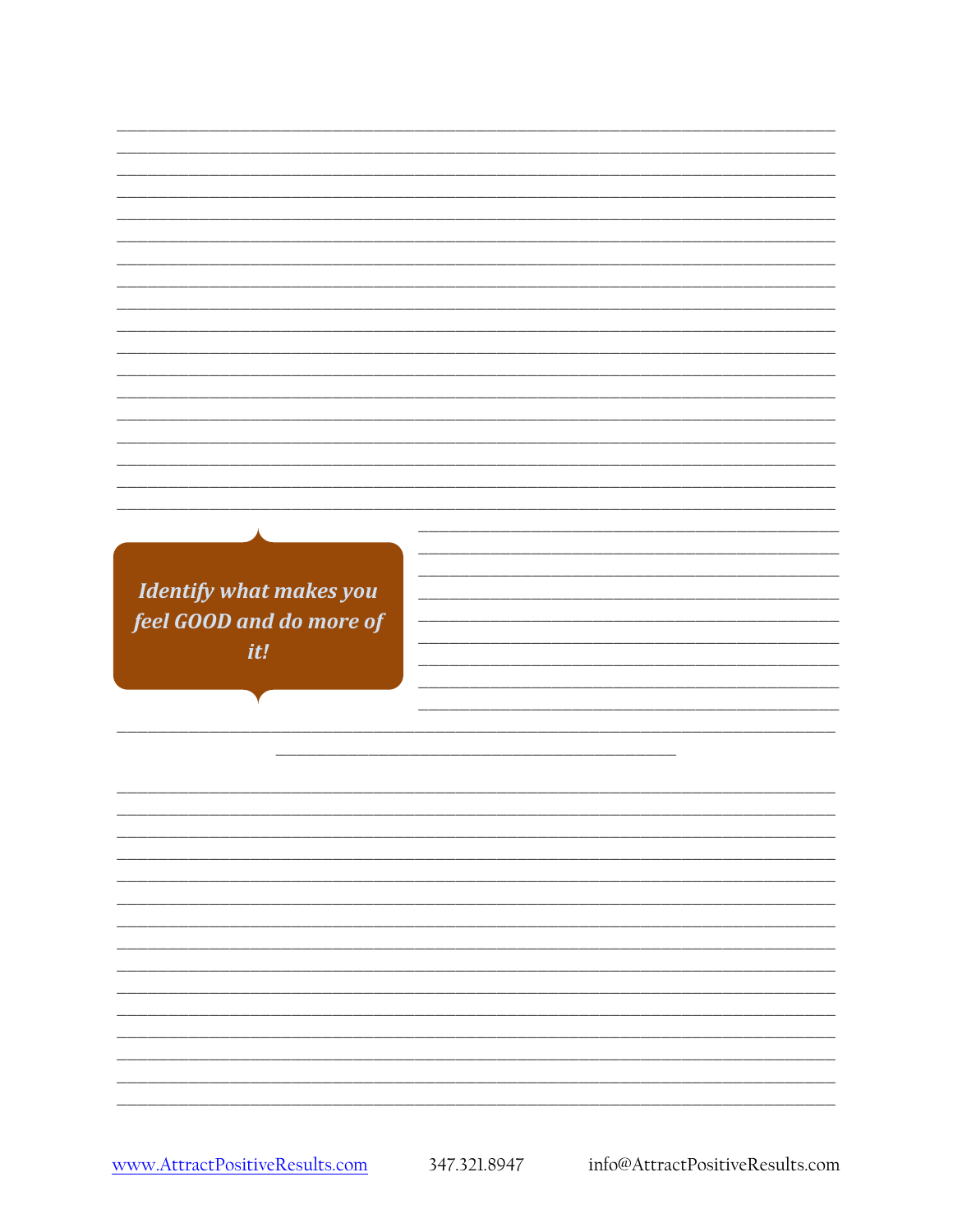***Identify what makes you feel GOOD and do more of it!***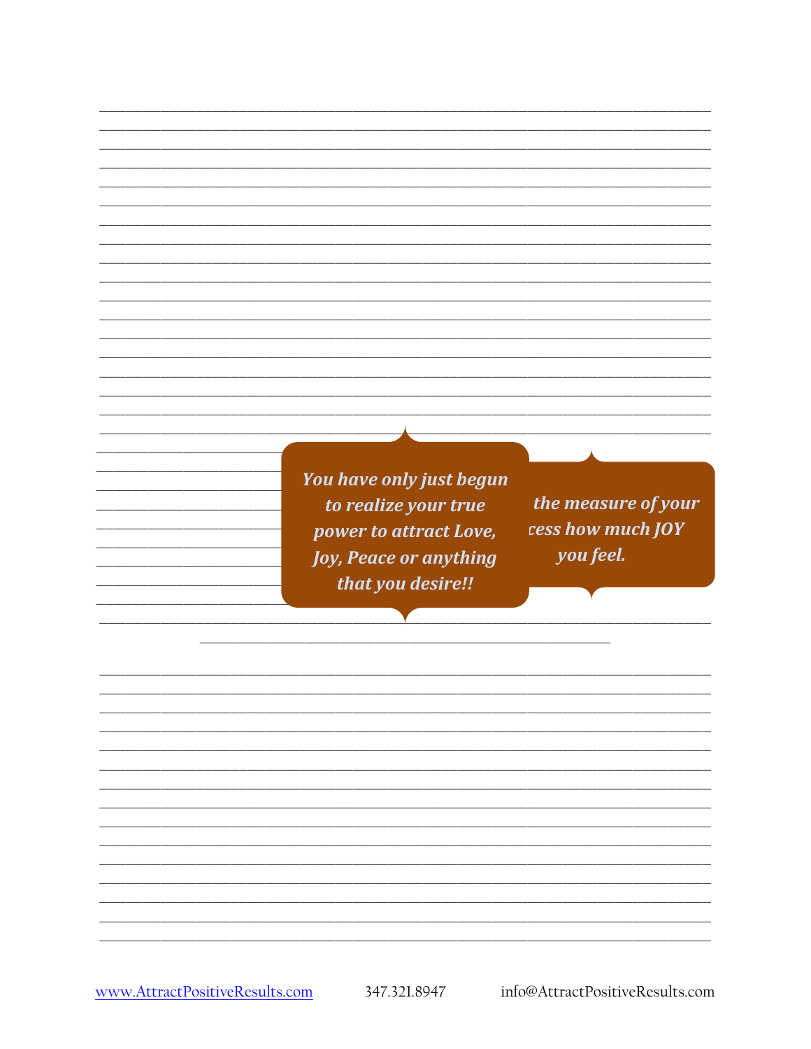You have only just begun to realize your true power to attract Love, Joy, Peace or anything that you desire!!

the measure of your cess how much JOY you feel.